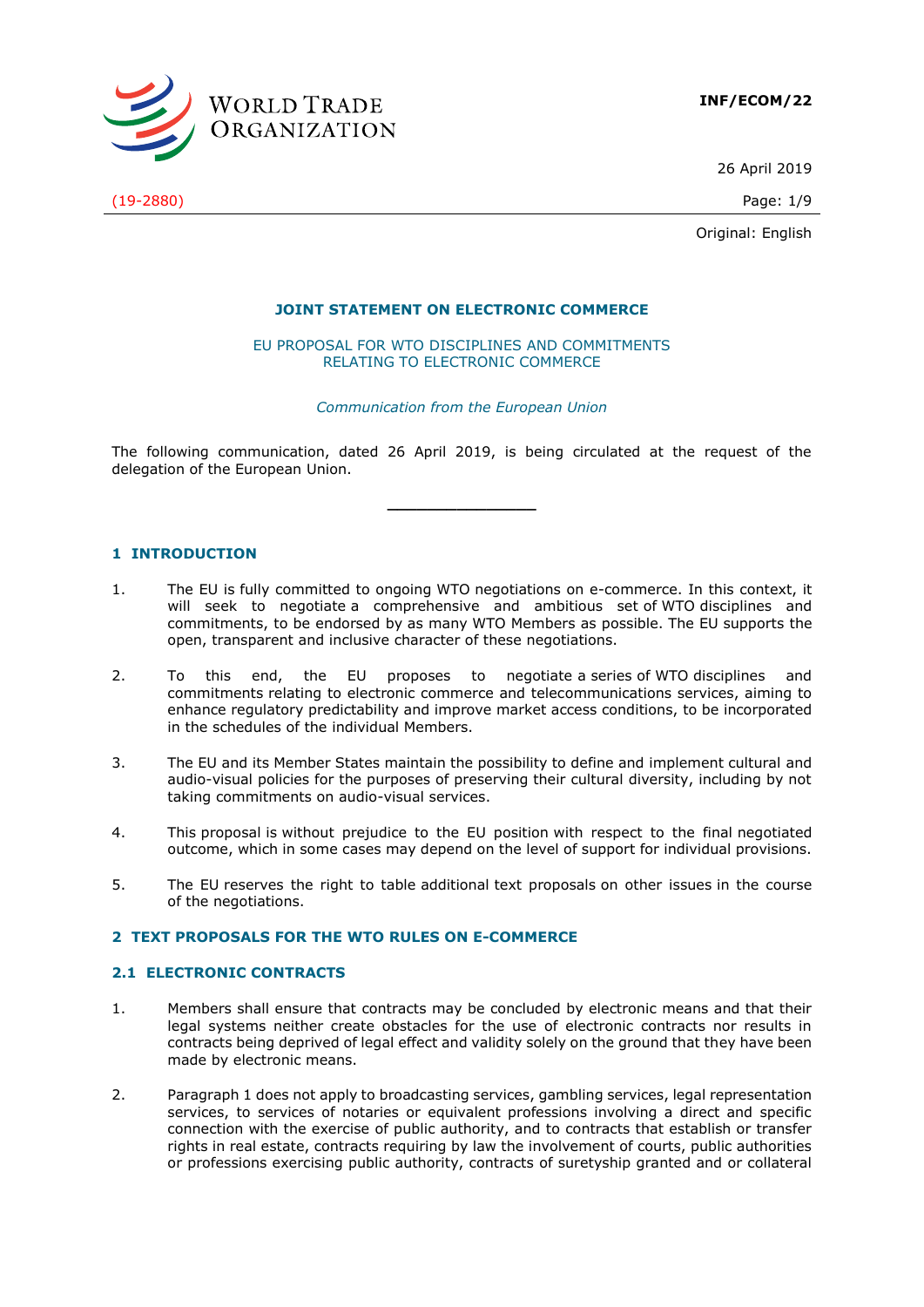**INF/ECOM/22**

26 April 2019

(19-2880)

Original: English

**JOINT STATEMENT ON ELECTRONIC COMMERCE**

EU PROPOSAL FOR WTO DISCIPLINES AND COMMITMENTS RELATING TO ELECTRONIC COMMERCE

*Communication from the European Union*

The following communication, dated 26 April 2019, is being circulated at the request of the delegation of the European Union.

---

## 1 INTRODUCTION

1. The EU is fully committed to ongoing WTO negotiations on e-commerce. In this context, it will seek to negotiate a comprehensive and ambitious set of WTO disciplines and commitments, to be endorsed by as many WTO Members as possible. The EU supports the open, transparent and inclusive character of these negotiations.

2. To this end, the EU proposes to negotiate a series of WTO disciplines and commitments relating to electronic commerce and telecommunications services, aiming to enhance regulatory predictability and improve market access conditions, to be incorporated in the schedules of the individual Members.

3. The EU and its Member States maintain the possibility to define and implement cultural and audio-visual policies for the purposes of preserving their cultural diversity, including by not taking commitments on audio-visual services.

4. This proposal is without prejudice to the EU position with respect to the final negotiated outcome, which in some cases may depend on the level of support for individual provisions.

5. The EU reserves the right to table additional text proposals on other issues in the course of the negotiations.

## 2 TEXT PROPOSALS FOR THE WTO RULES ON E-COMMERCE

### 2.1 ELECTRONIC CONTRACTS

1. Members shall ensure that contracts may be concluded by electronic means and that their legal systems neither create obstacles for the use of electronic contracts nor results in contracts being deprived of legal effect and validity solely on the ground that they have been made by electronic means.

2. Paragraph 1 does not apply to broadcasting services, gambling services, legal representation services, to services of notaries or equivalent professions involving a direct and specific connection with the exercise of public authority, and to contracts that establish or transfer rights in real estate, contracts requiring by law the involvement of courts, public authorities or professions exercising public authority, contracts of suretyship granted and or collateral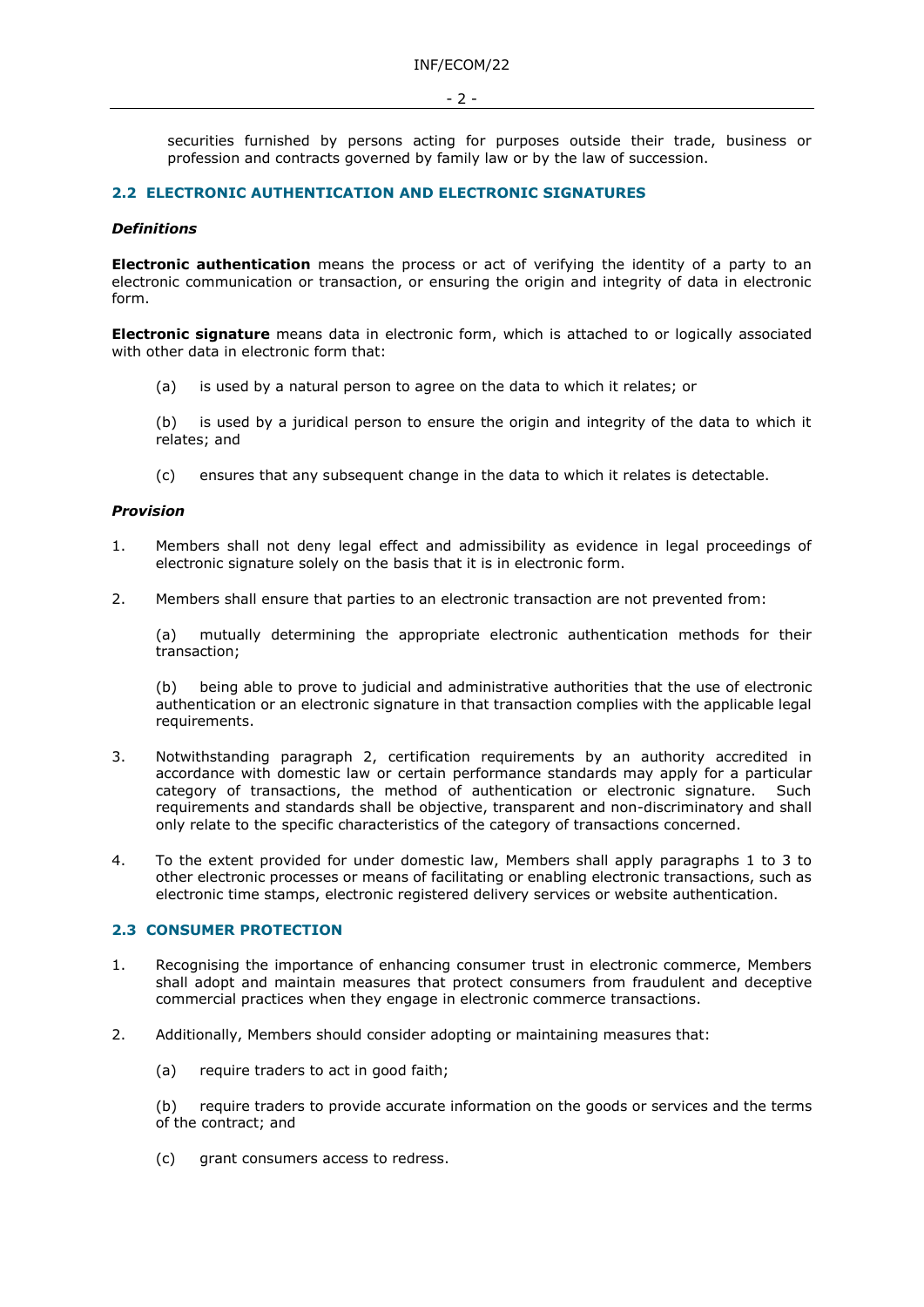securities furnished by persons acting for purposes outside their trade, business or profession and contracts governed by family law or by the law of succession.

## 2.2 ELECTRONIC AUTHENTICATION AND ELECTRONIC SIGNATURES

### *Definitions*

**Electronic authentication** means the process or act of verifying the identity of a party to an electronic communication or transaction, or ensuring the origin and integrity of data in electronic form.

**Electronic signature** means data in electronic form, which is attached to or logically associated with other data in electronic form that:

(a) is used by a natural person to agree on the data to which it relates; or

(b) is used by a juridical person to ensure the origin and integrity of the data to which it relates; and

(c) ensures that any subsequent change in the data to which it relates is detectable.

### *Provision*

1. Members shall not deny legal effect and admissibility as evidence in legal proceedings of electronic signature solely on the basis that it is in electronic form.

2. Members shall ensure that parties to an electronic transaction are not prevented from:

   (a) mutually determining the appropriate electronic authentication methods for their transaction;

   (b) being able to prove to judicial and administrative authorities that the use of electronic authentication or an electronic signature in that transaction complies with the applicable legal requirements.

3. Notwithstanding paragraph 2, certification requirements by an authority accredited in accordance with domestic law or certain performance standards may apply for a particular category of transactions, the method of authentication or electronic signature. Such requirements and standards shall be objective, transparent and non-discriminatory and shall only relate to the specific characteristics of the category of transactions concerned.

4. To the extent provided for under domestic law, Members shall apply paragraphs 1 to 3 to other electronic processes or means of facilitating or enabling electronic transactions, such as electronic time stamps, electronic registered delivery services or website authentication.

## 2.3 CONSUMER PROTECTION

1. Recognising the importance of enhancing consumer trust in electronic commerce, Members shall adopt and maintain measures that protect consumers from fraudulent and deceptive commercial practices when they engage in electronic commerce transactions.

2. Additionally, Members should consider adopting or maintaining measures that:

   (a) require traders to act in good faith;

   (b) require traders to provide accurate information on the goods or services and the terms of the contract; and

   (c) grant consumers access to redress.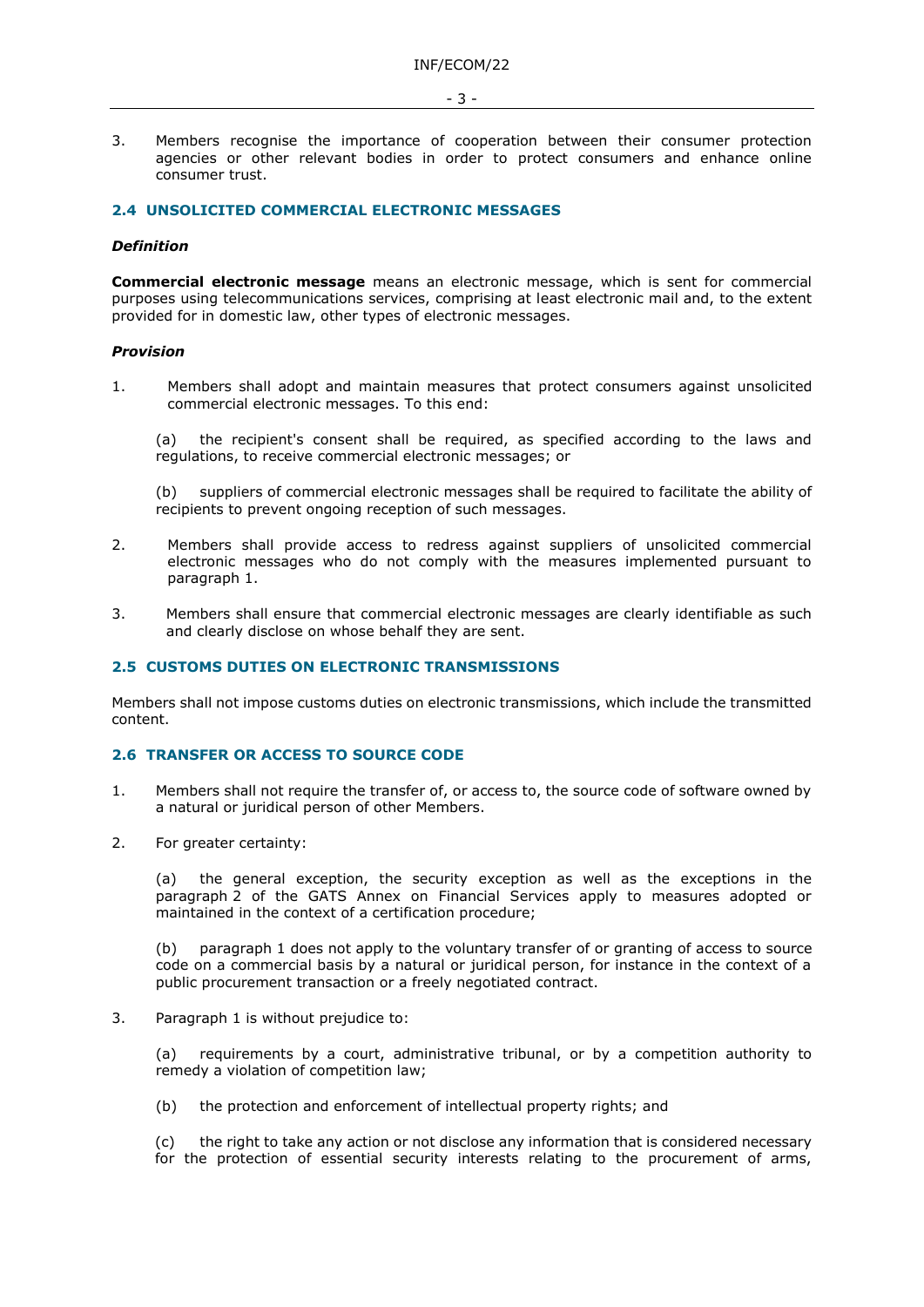3. Members recognise the importance of cooperation between their consumer protection agencies or other relevant bodies in order to protect consumers and enhance online consumer trust.

## 2.4 UNSOLICITED COMMERCIAL ELECTRONIC MESSAGES

### *Definition*

**Commercial electronic message** means an electronic message, which is sent for commercial purposes using telecommunications services, comprising at least electronic mail and, to the extent provided for in domestic law, other types of electronic messages.

### *Provision*

1. Members shall adopt and maintain measures that protect consumers against unsolicited commercial electronic messages. To this end:

   (a) the recipient's consent shall be required, as specified according to the laws and regulations, to receive commercial electronic messages; or

   (b) suppliers of commercial electronic messages shall be required to facilitate the ability of recipients to prevent ongoing reception of such messages.

2. Members shall provide access to redress against suppliers of unsolicited commercial electronic messages who do not comply with the measures implemented pursuant to paragraph 1.

3. Members shall ensure that commercial electronic messages are clearly identifiable as such and clearly disclose on whose behalf they are sent.

## 2.5 CUSTOMS DUTIES ON ELECTRONIC TRANSMISSIONS

Members shall not impose customs duties on electronic transmissions, which include the transmitted content.

## 2.6 TRANSFER OR ACCESS TO SOURCE CODE

1. Members shall not require the transfer of, or access to, the source code of software owned by a natural or juridical person of other Members.

2. For greater certainty:

   (a) the general exception, the security exception as well as the exceptions in the paragraph 2 of the GATS Annex on Financial Services apply to measures adopted or maintained in the context of a certification procedure;

   (b) paragraph 1 does not apply to the voluntary transfer of or granting of access to source code on a commercial basis by a natural or juridical person, for instance in the context of a public procurement transaction or a freely negotiated contract.

3. Paragraph 1 is without prejudice to:

   (a) requirements by a court, administrative tribunal, or by a competition authority to remedy a violation of competition law;

   (b) the protection and enforcement of intellectual property rights; and

   (c) the right to take any action or not disclose any information that is considered necessary for the protection of essential security interests relating to the procurement of arms,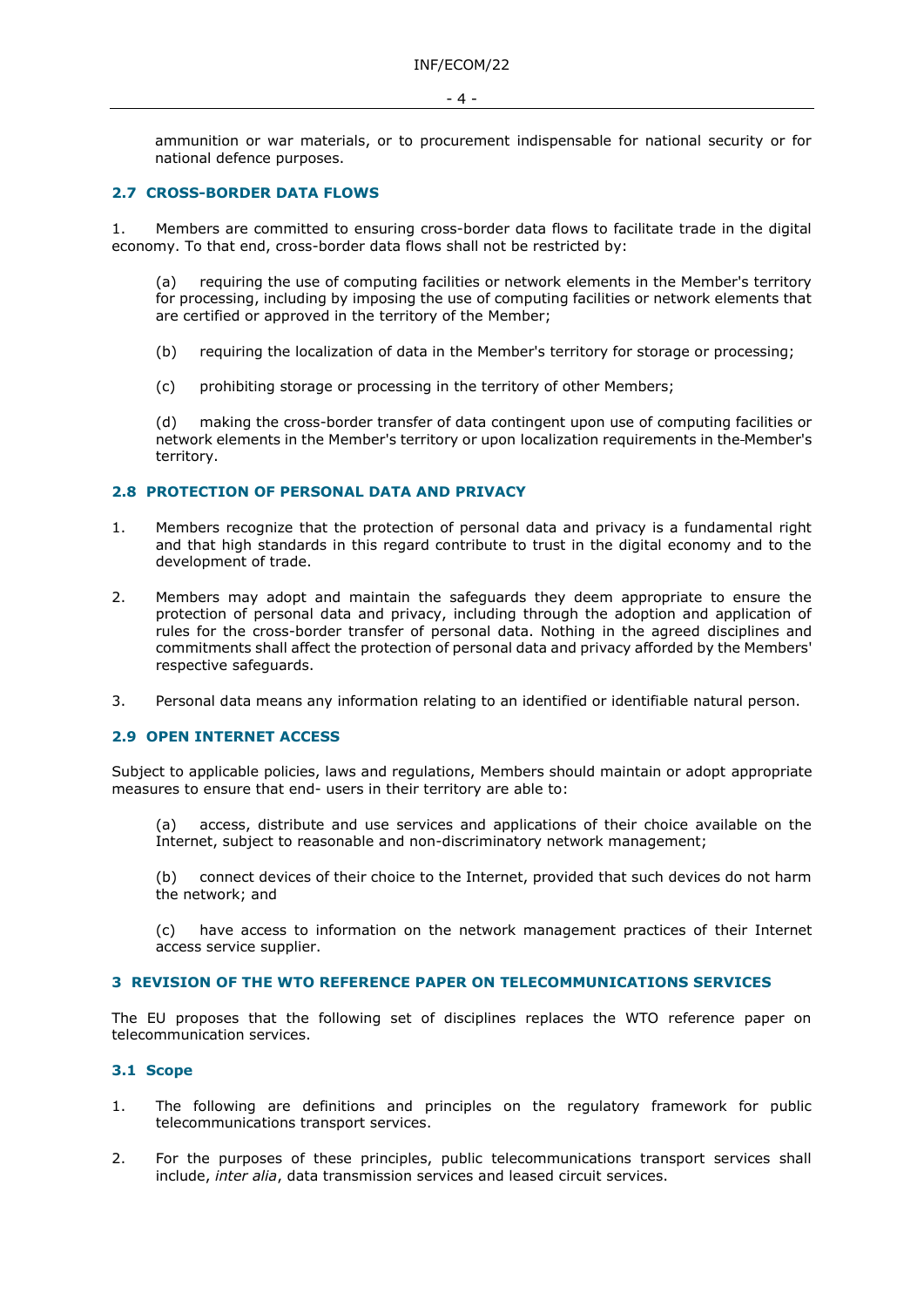ammunition or war materials, or to procurement indispensable for national security or for national defence purposes.

### 2.7 CROSS-BORDER DATA FLOWS

1. Members are committed to ensuring cross-border data flows to facilitate trade in the digital economy. To that end, cross-border data flows shall not be restricted by:

   (a) requiring the use of computing facilities or network elements in the Member's territory for processing, including by imposing the use of computing facilities or network elements that are certified or approved in the territory of the Member;

   (b) requiring the localization of data in the Member's territory for storage or processing;

   (c) prohibiting storage or processing in the territory of other Members;

   (d) making the cross-border transfer of data contingent upon use of computing facilities or network elements in the Member's territory or upon localization requirements in the-Member's territory.

### 2.8 PROTECTION OF PERSONAL DATA AND PRIVACY

1. Members recognize that the protection of personal data and privacy is a fundamental right and that high standards in this regard contribute to trust in the digital economy and to the development of trade.

2. Members may adopt and maintain the safeguards they deem appropriate to ensure the protection of personal data and privacy, including through the adoption and application of rules for the cross-border transfer of personal data. Nothing in the agreed disciplines and commitments shall affect the protection of personal data and privacy afforded by the Members' respective safeguards.

3. Personal data means any information relating to an identified or identifiable natural person.

### 2.9 OPEN INTERNET ACCESS

Subject to applicable policies, laws and regulations, Members should maintain or adopt appropriate measures to ensure that end- users in their territory are able to:

(a) access, distribute and use services and applications of their choice available on the Internet, subject to reasonable and non-discriminatory network management;

(b) connect devices of their choice to the Internet, provided that such devices do not harm the network; and

(c) have access to information on the network management practices of their Internet access service supplier.

## 3 REVISION OF THE WTO REFERENCE PAPER ON TELECOMMUNICATIONS SERVICES

The EU proposes that the following set of disciplines replaces the WTO reference paper on telecommunication services.

### 3.1 Scope

1. The following are definitions and principles on the regulatory framework for public telecommunications transport services.

2. For the purposes of these principles, public telecommunications transport services shall include, *inter alia*, data transmission services and leased circuit services.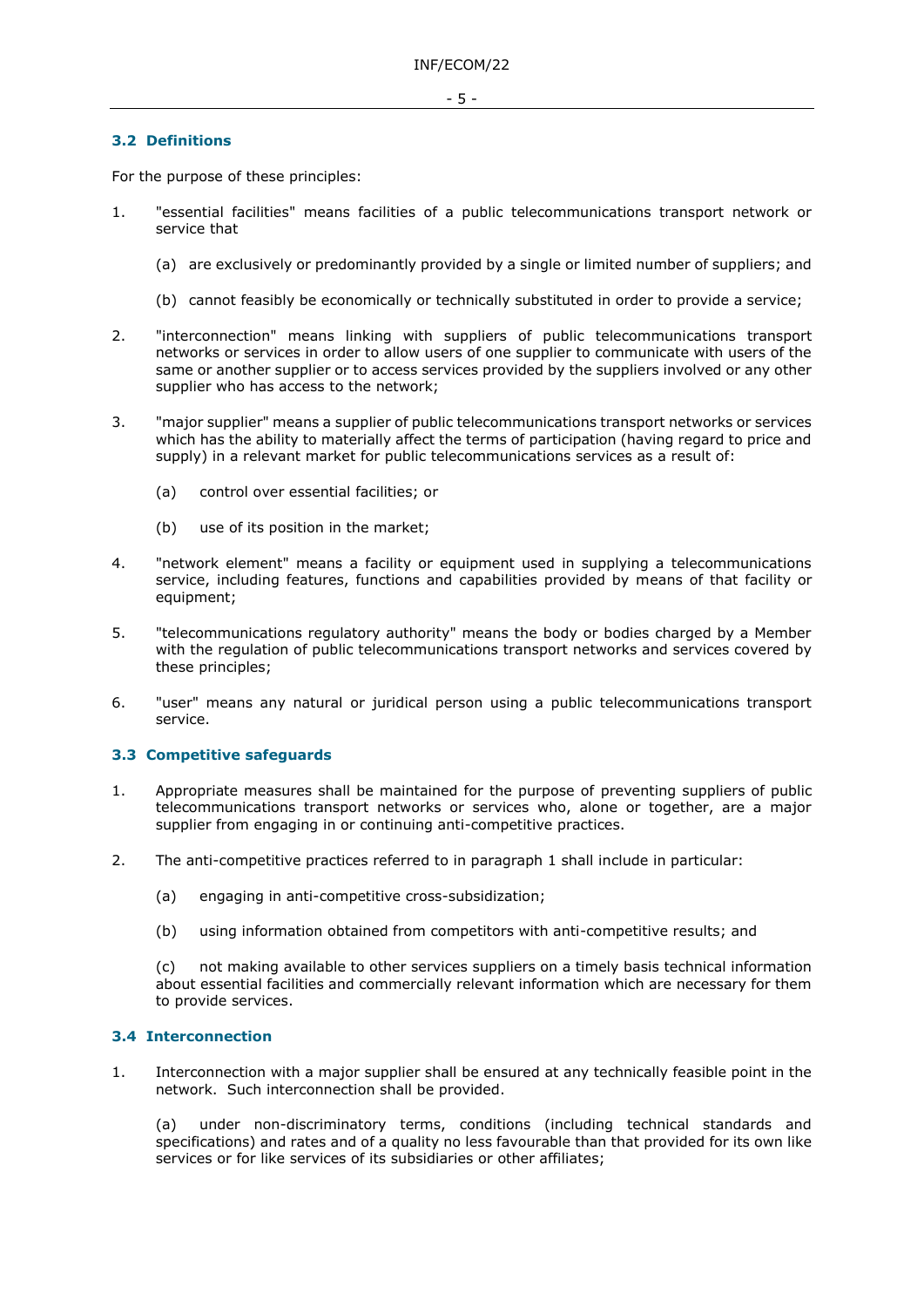### 3.2 Definitions

For the purpose of these principles:

1. "essential facilities" means facilities of a public telecommunications transport network or service that

   (a) are exclusively or predominantly provided by a single or limited number of suppliers; and

   (b) cannot feasibly be economically or technically substituted in order to provide a service;

2. "interconnection" means linking with suppliers of public telecommunications transport networks or services in order to allow users of one supplier to communicate with users of the same or another supplier or to access services provided by the suppliers involved or any other supplier who has access to the network;

3. "major supplier" means a supplier of public telecommunications transport networks or services which has the ability to materially affect the terms of participation (having regard to price and supply) in a relevant market for public telecommunications services as a result of:

   (a) control over essential facilities; or

   (b) use of its position in the market;

4. "network element" means a facility or equipment used in supplying a telecommunications service, including features, functions and capabilities provided by means of that facility or equipment;

5. "telecommunications regulatory authority" means the body or bodies charged by a Member with the regulation of public telecommunications transport networks and services covered by these principles;

6. "user" means any natural or juridical person using a public telecommunications transport service.

### 3.3 Competitive safeguards

1. Appropriate measures shall be maintained for the purpose of preventing suppliers of public telecommunications transport networks or services who, alone or together, are a major supplier from engaging in or continuing anti-competitive practices.

2. The anti-competitive practices referred to in paragraph 1 shall include in particular:

   (a) engaging in anti-competitive cross-subsidization;

   (b) using information obtained from competitors with anti-competitive results; and

   (c) not making available to other services suppliers on a timely basis technical information about essential facilities and commercially relevant information which are necessary for them to provide services.

### 3.4 Interconnection

1. Interconnection with a major supplier shall be ensured at any technically feasible point in the network. Such interconnection shall be provided.

   (a) under non-discriminatory terms, conditions (including technical standards and specifications) and rates and of a quality no less favourable than that provided for its own like services or for like services of its subsidiaries or other affiliates;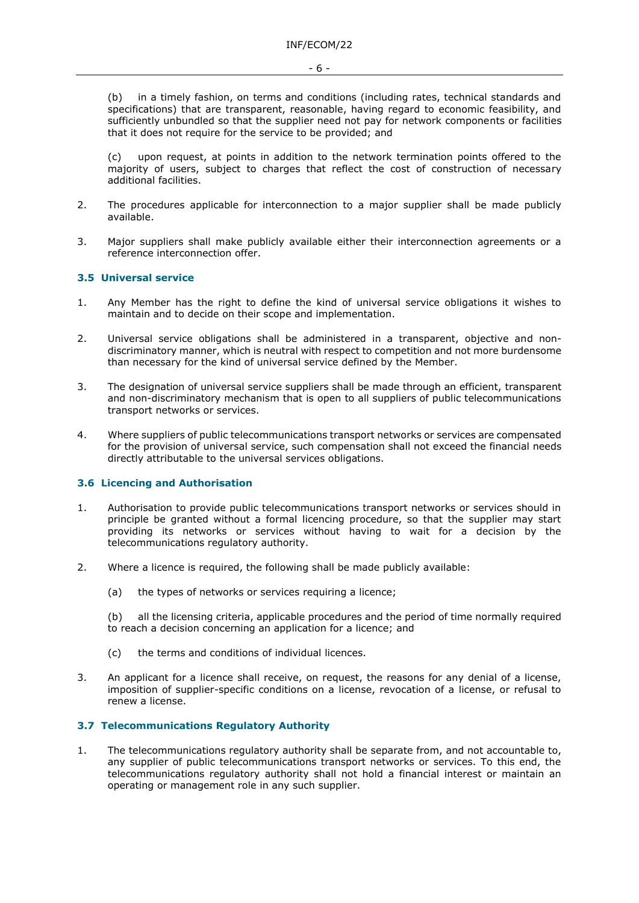(b) in a timely fashion, on terms and conditions (including rates, technical standards and specifications) that are transparent, reasonable, having regard to economic feasibility, and sufficiently unbundled so that the supplier need not pay for network components or facilities that it does not require for the service to be provided; and

(c) upon request, at points in addition to the network termination points offered to the majority of users, subject to charges that reflect the cost of construction of necessary additional facilities.

2. The procedures applicable for interconnection to a major supplier shall be made publicly available.

3. Major suppliers shall make publicly available either their interconnection agreements or a reference interconnection offer.

### 3.5 Universal service

1. Any Member has the right to define the kind of universal service obligations it wishes to maintain and to decide on their scope and implementation.

2. Universal service obligations shall be administered in a transparent, objective and non-discriminatory manner, which is neutral with respect to competition and not more burdensome than necessary for the kind of universal service defined by the Member.

3. The designation of universal service suppliers shall be made through an efficient, transparent and non-discriminatory mechanism that is open to all suppliers of public telecommunications transport networks or services.

4. Where suppliers of public telecommunications transport networks or services are compensated for the provision of universal service, such compensation shall not exceed the financial needs directly attributable to the universal services obligations.

### 3.6 Licencing and Authorisation

1. Authorisation to provide public telecommunications transport networks or services should in principle be granted without a formal licencing procedure, so that the supplier may start providing its networks or services without having to wait for a decision by the telecommunications regulatory authority.

2. Where a licence is required, the following shall be made publicly available:

   (a) the types of networks or services requiring a licence;

   (b) all the licensing criteria, applicable procedures and the period of time normally required to reach a decision concerning an application for a licence; and

   (c) the terms and conditions of individual licences.

3. An applicant for a licence shall receive, on request, the reasons for any denial of a license, imposition of supplier-specific conditions on a license, revocation of a license, or refusal to renew a license.

### 3.7 Telecommunications Regulatory Authority

1. The telecommunications regulatory authority shall be separate from, and not accountable to, any supplier of public telecommunications transport networks or services. To this end, the telecommunications regulatory authority shall not hold a financial interest or maintain an operating or management role in any such supplier.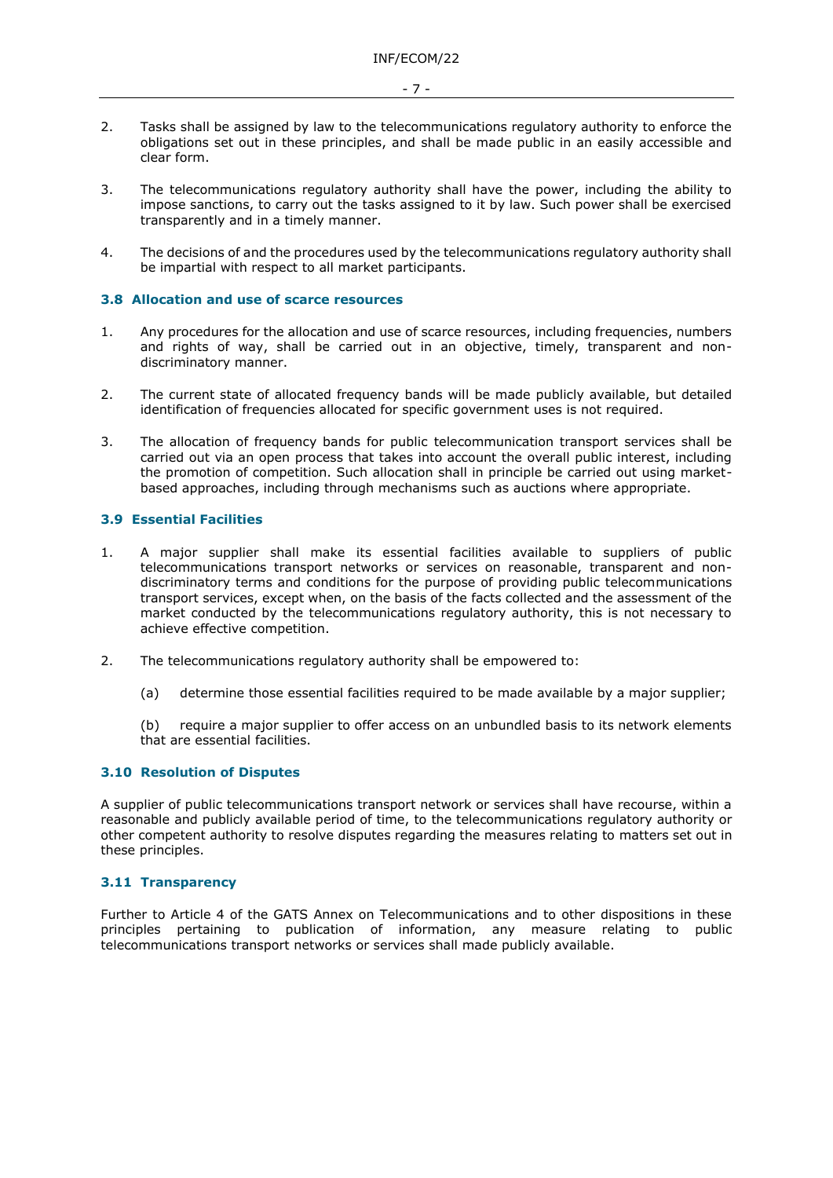2. Tasks shall be assigned by law to the telecommunications regulatory authority to enforce the obligations set out in these principles, and shall be made public in an easily accessible and clear form.

3. The telecommunications regulatory authority shall have the power, including the ability to impose sanctions, to carry out the tasks assigned to it by law. Such power shall be exercised transparently and in a timely manner.

4. The decisions of and the procedures used by the telecommunications regulatory authority shall be impartial with respect to all market participants.

### 3.8 Allocation and use of scarce resources

1. Any procedures for the allocation and use of scarce resources, including frequencies, numbers and rights of way, shall be carried out in an objective, timely, transparent and non-discriminatory manner.

2. The current state of allocated frequency bands will be made publicly available, but detailed identification of frequencies allocated for specific government uses is not required.

3. The allocation of frequency bands for public telecommunication transport services shall be carried out via an open process that takes into account the overall public interest, including the promotion of competition. Such allocation shall in principle be carried out using market-based approaches, including through mechanisms such as auctions where appropriate.

### 3.9 Essential Facilities

1. A major supplier shall make its essential facilities available to suppliers of public telecommunications transport networks or services on reasonable, transparent and non-discriminatory terms and conditions for the purpose of providing public telecommunications transport services, except when, on the basis of the facts collected and the assessment of the market conducted by the telecommunications regulatory authority, this is not necessary to achieve effective competition.

2. The telecommunications regulatory authority shall be empowered to:

   (a) determine those essential facilities required to be made available by a major supplier;

   (b) require a major supplier to offer access on an unbundled basis to its network elements that are essential facilities.

### 3.10 Resolution of Disputes

A supplier of public telecommunications transport network or services shall have recourse, within a reasonable and publicly available period of time, to the telecommunications regulatory authority or other competent authority to resolve disputes regarding the measures relating to matters set out in these principles.

### 3.11 Transparency

Further to Article 4 of the GATS Annex on Telecommunications and to other dispositions in these principles pertaining to publication of information, any measure relating to public telecommunications transport networks or services shall made publicly available.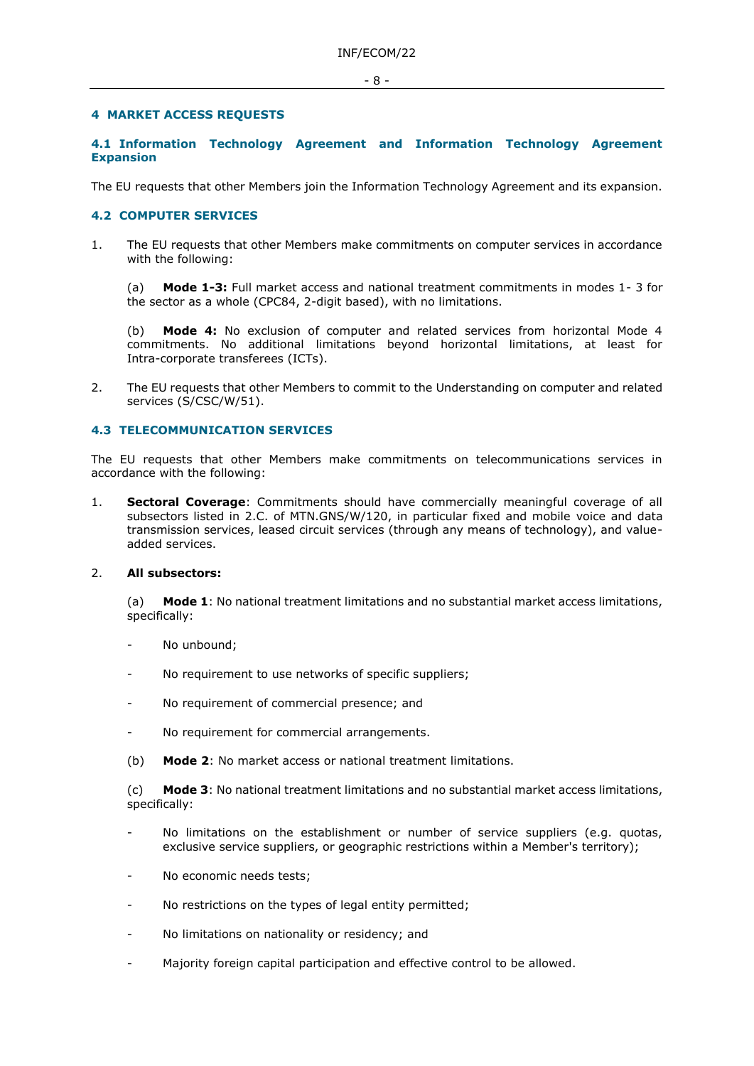## 4 MARKET ACCESS REQUESTS

### 4.1 Information Technology Agreement and Information Technology Agreement Expansion

The EU requests that other Members join the Information Technology Agreement and its expansion.

### 4.2 COMPUTER SERVICES

1. The EU requests that other Members make commitments on computer services in accordance with the following:

   (a) **Mode 1-3:** Full market access and national treatment commitments in modes 1- 3 for the sector as a whole (CPC84, 2-digit based), with no limitations.

   (b) **Mode 4:** No exclusion of computer and related services from horizontal Mode 4 commitments. No additional limitations beyond horizontal limitations, at least for Intra-corporate transferees (ICTs).

2. The EU requests that other Members to commit to the Understanding on computer and related services (S/CSC/W/51).

### 4.3 TELECOMMUNICATION SERVICES

The EU requests that other Members make commitments on telecommunications services in accordance with the following:

1. **Sectoral Coverage**: Commitments should have commercially meaningful coverage of all subsectors listed in 2.C. of MTN.GNS/W/120, in particular fixed and mobile voice and data transmission services, leased circuit services (through any means of technology), and value-added services.

2. **All subsectors:**

   (a) **Mode 1**: No national treatment limitations and no substantial market access limitations, specifically:

   - No unbound;
   - No requirement to use networks of specific suppliers;
   - No requirement of commercial presence; and
   - No requirement for commercial arrangements.

   (b) **Mode 2**: No market access or national treatment limitations.

   (c) **Mode 3**: No national treatment limitations and no substantial market access limitations, specifically:

   - No limitations on the establishment or number of service suppliers (e.g. quotas, exclusive service suppliers, or geographic restrictions within a Member's territory);
   - No economic needs tests;
   - No restrictions on the types of legal entity permitted;
   - No limitations on nationality or residency; and
   - Majority foreign capital participation and effective control to be allowed.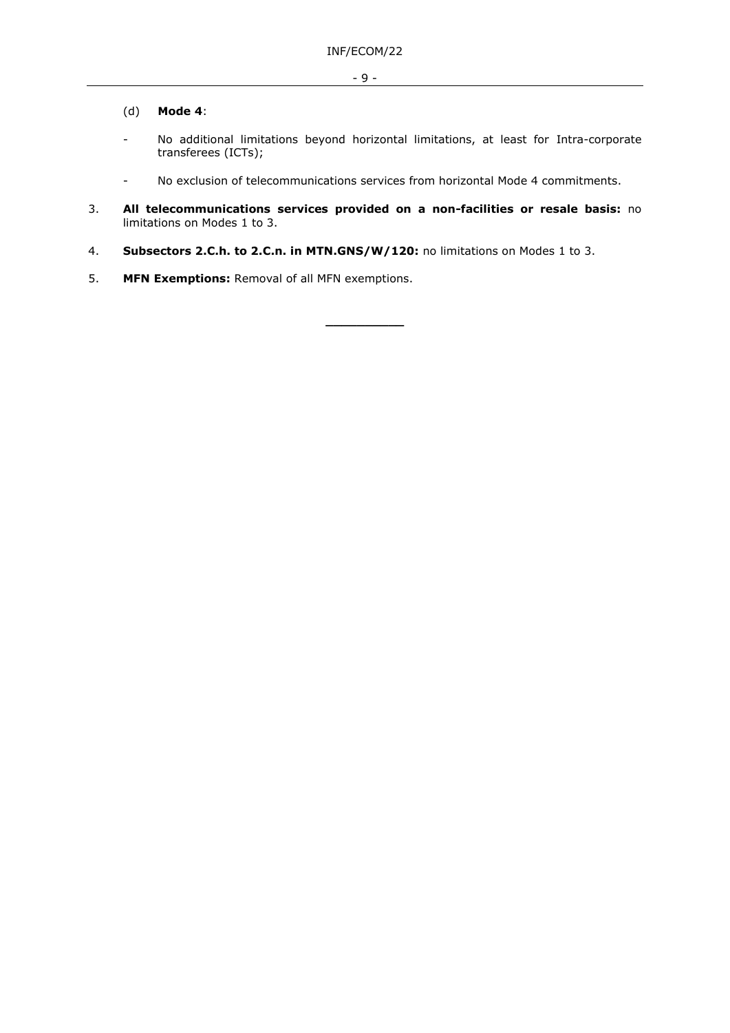(d) **Mode 4**:

- No additional limitations beyond horizontal limitations, at least for Intra-corporate transferees (ICTs);
- No exclusion of telecommunications services from horizontal Mode 4 commitments.

3. **All telecommunications services provided on a non-facilities or resale basis:** no limitations on Modes 1 to 3.

4. **Subsectors 2.C.h. to 2.C.n. in MTN.GNS/W/120:** no limitations on Modes 1 to 3.

5. **MFN Exemptions:** Removal of all MFN exemptions.

__________